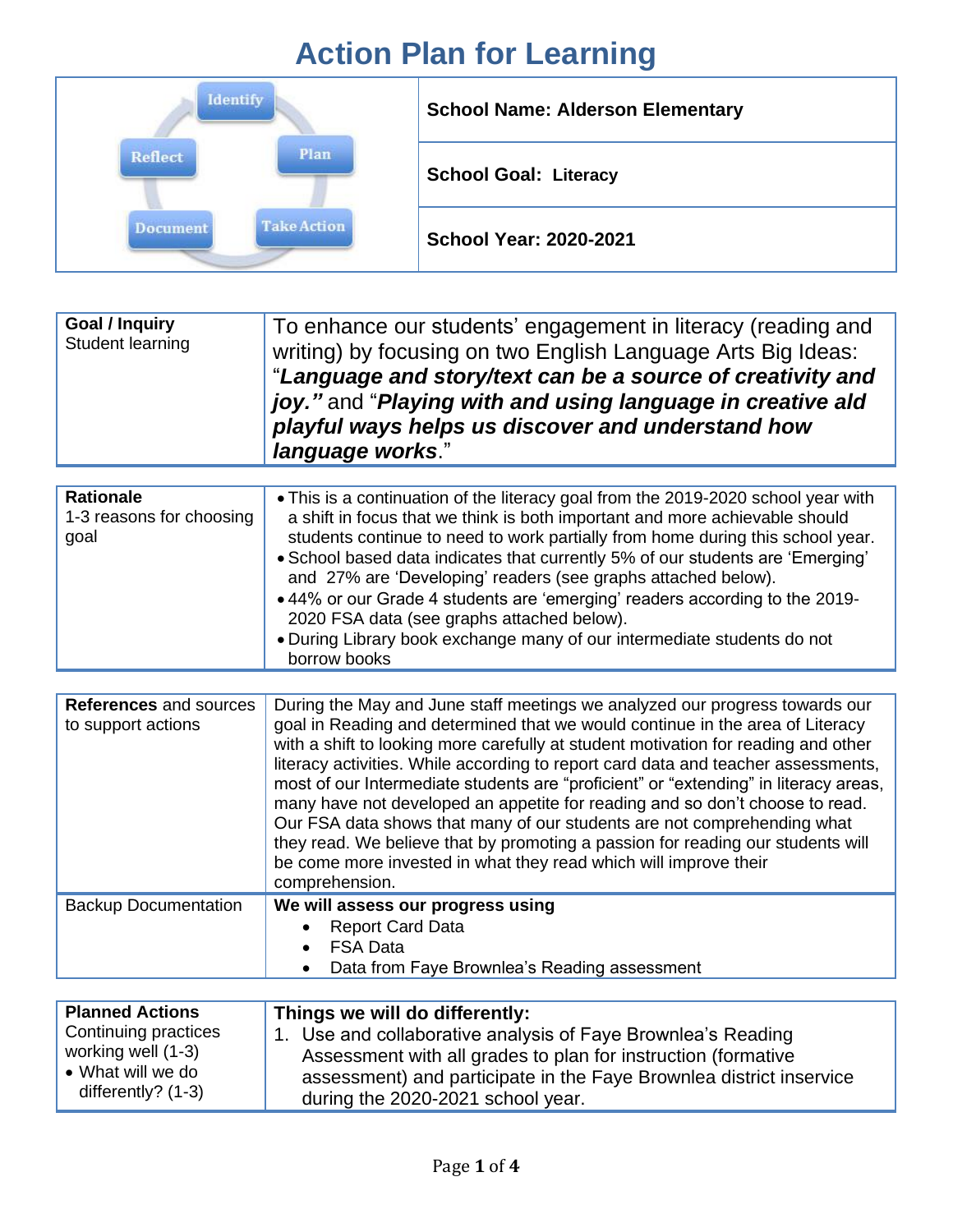# Action Plan for Learning

| Identify → Plan → Take Action → Document → Reflect | |
|---|---|
| | **School Name: Alderson Elementary** |
| | **School Goal: Literacy** |
| | **School Year: 2020-2021** |

| | |
|---|---|
| **Goal / Inquiry**<br>Student learning | To enhance our students' engagement in literacy (reading and writing) by focusing on two English Language Arts Big Ideas: "***Language and story/text can be a source of creativity and joy."*** and "***Playing with and using language in creative ald playful ways helps us discover and understand how language works***." |

| | |
|---|---|
| **Rationale**<br>1-3 reasons for choosing goal | • This is a continuation of the literacy goal from the 2019-2020 school year with a shift in focus that we think is both important and more achievable should students continue to need to work partially from home during this school year.<br>• School based data indicates that currently 5% of our students are 'Emerging' and 27% are 'Developing' readers (see graphs attached below).<br>• 44% or our Grade 4 students are 'emerging' readers according to the 2019-2020 FSA data (see graphs attached below).<br>• During Library book exchange many of our intermediate students do not borrow books |

| | |
|---|---|
| **References** and sources to support actions | During the May and June staff meetings we analyzed our progress towards our goal in Reading and determined that we would continue in the area of Literacy with a shift to looking more carefully at student motivation for reading and other literacy activities. While according to report card data and teacher assessments, most of our Intermediate students are "proficient" or "extending" in literacy areas, many have not developed an appetite for reading and so don't choose to read. Our FSA data shows that many of our students are not comprehending what they read. We believe that by promoting a passion for reading our students will be come more invested in what they read which will improve their comprehension. |
| Backup Documentation | **We will assess our progress using**<br>• Report Card Data<br>• FSA Data<br>• Data from Faye Brownlea's Reading assessment |

| | |
|---|---|
| **Planned Actions**<br>Continuing practices working well (1-3)<br>• What will we do differently? (1-3) | **Things we will do differently:**<br>1. Use and collaborative analysis of Faye Brownlea's Reading Assessment with all grades to plan for instruction (formative assessment) and participate in the Faye Brownlea district inservice during the 2020-2021 school year. |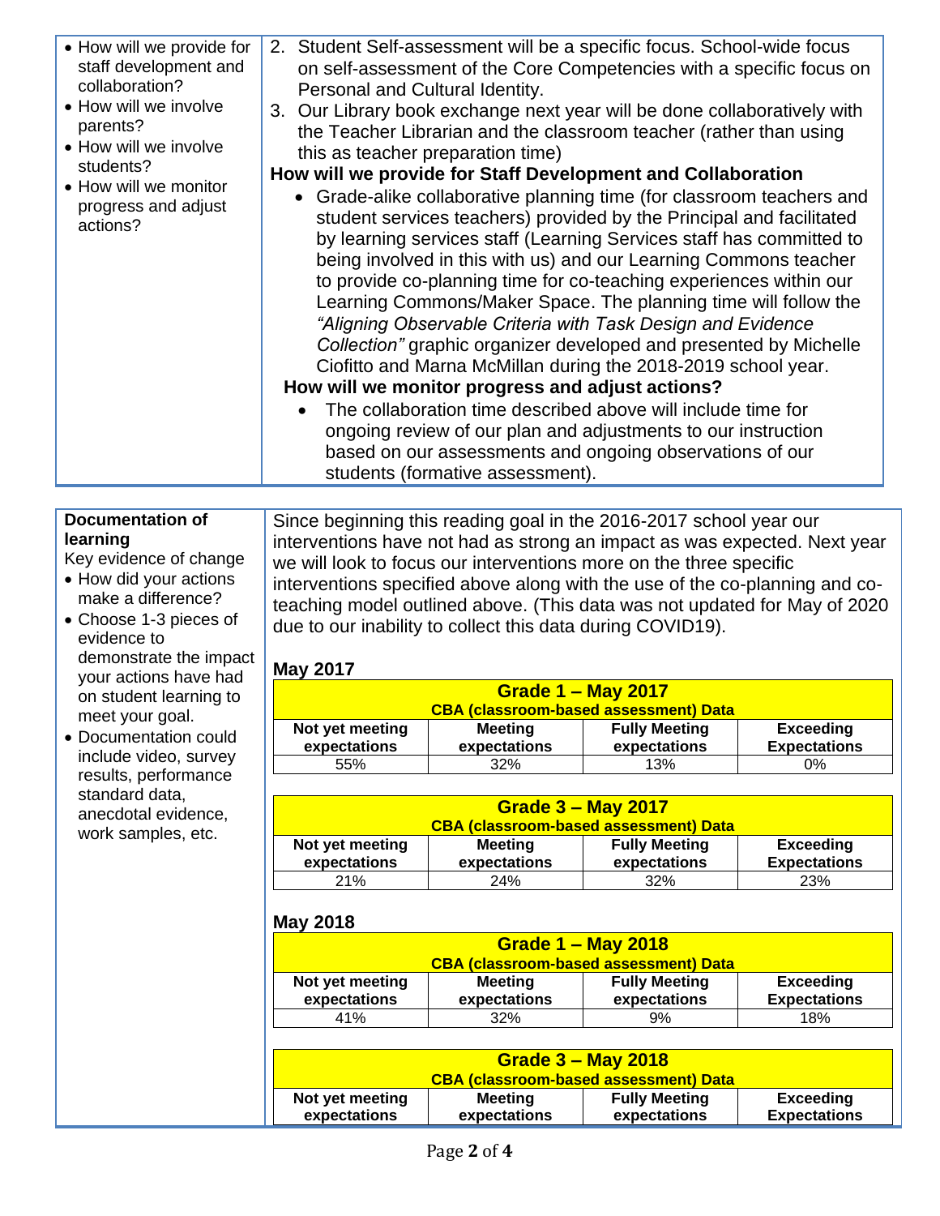| | |
|---|---|
| • How will we provide for staff development and collaboration?<br>• How will we involve parents?<br>• How will we involve students?<br>• How will we monitor progress and adjust actions? | 2. Student Self-assessment will be a specific focus. School-wide focus on self-assessment of the Core Competencies with a specific focus on Personal and Cultural Identity.<br>3. Our Library book exchange next year will be done collaboratively with the Teacher Librarian and the classroom teacher (rather than using this as teacher preparation time)<br>**How will we provide for Staff Development and Collaboration**<br>• Grade-alike collaborative planning time (for classroom teachers and student services teachers) provided by the Principal and facilitated by learning services staff (Learning Services staff has committed to being involved in this with us) and our Learning Commons teacher to provide co-planning time for co-teaching experiences within our Learning Commons/Maker Space. The planning time will follow the *"Aligning Observable Criteria with Task Design and Evidence Collection"* graphic organizer developed and presented by Michelle Ciofitto and Marna McMillan during the 2018-2019 school year.<br>**How will we monitor progress and adjust actions?**<br>• The collaboration time described above will include time for ongoing review of our plan and adjustments to our instruction based on our assessments and ongoing observations of our students (formative assessment). |

**Documentation of learning**

Key evidence of change

- How did your actions make a difference?
- Choose 1-3 pieces of evidence to demonstrate the impact your actions have had on student learning to meet your goal.
- Documentation could include video, survey results, performance standard data, anecdotal evidence, work samples, etc.

Since beginning this reading goal in the 2016-2017 school year our interventions have not had as strong an impact as was expected. Next year we will look to focus our interventions more on the three specific interventions specified above along with the use of the co-planning and co-teaching model outlined above. (This data was not updated for May of 2020 due to our inability to collect this data during COVID19).

**May 2017**

| Grade 1 – May 2017 CBA (classroom-based assessment) Data | | | |
|---|---|---|---|
| **Not yet meeting expectations** | **Meeting expectations** | **Fully Meeting expectations** | **Exceeding Expectations** |
| 55% | 32% | 13% | 0% |

| Grade 3 – May 2017 CBA (classroom-based assessment) Data | | | |
|---|---|---|---|
| **Not yet meeting expectations** | **Meeting expectations** | **Fully Meeting expectations** | **Exceeding Expectations** |
| 21% | 24% | 32% | 23% |

**May 2018**

| Grade 1 – May 2018 CBA (classroom-based assessment) Data | | | |
|---|---|---|---|
| **Not yet meeting expectations** | **Meeting expectations** | **Fully Meeting expectations** | **Exceeding Expectations** |
| 41% | 32% | 9% | 18% |

| Grade 3 – May 2018 CBA (classroom-based assessment) Data | | | |
|---|---|---|---|
| **Not yet meeting expectations** | **Meeting expectations** | **Fully Meeting expectations** | **Exceeding Expectations** |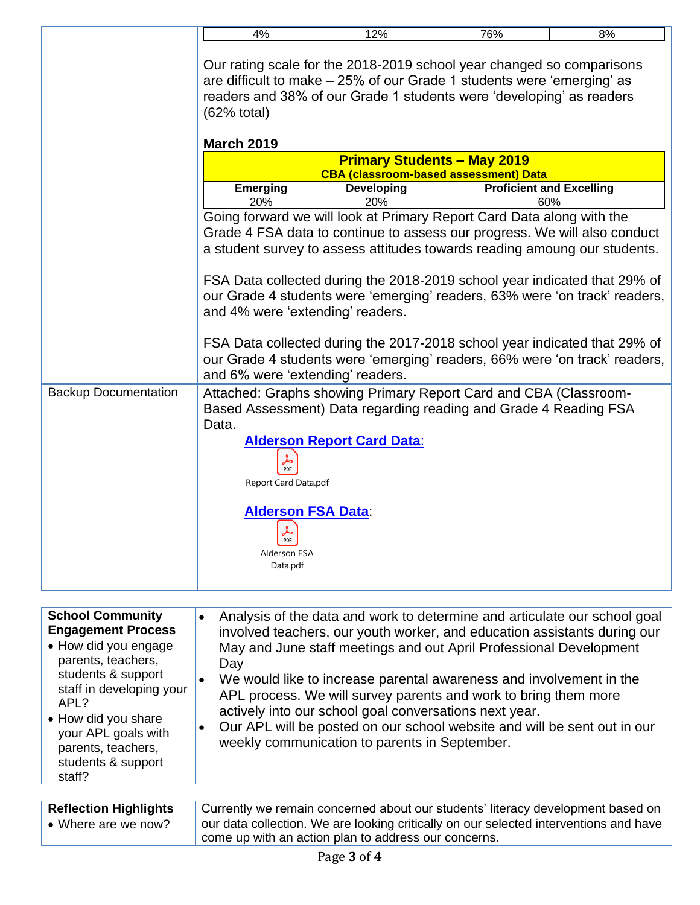| 4% | 12% | 76% | 8% |
|---|---|---|---|

Our rating scale for the 2018-2019 school year changed so comparisons are difficult to make – 25% of our Grade 1 students were 'emerging' as readers and 38% of our Grade 1 students were 'developing' as readers (62% total)

**March 2019**

| **Primary Students – May 2019 CBA (classroom-based assessment) Data** | | |
|---|---|---|
| **Emerging** | **Developing** | **Proficient and Excelling** |
| 20% | 20% | 60% |

Going forward we will look at Primary Report Card Data along with the Grade 4 FSA data to continue to assess our progress. We will also conduct a student survey to assess attitudes towards reading amoung our students.

FSA Data collected during the 2018-2019 school year indicated that 29% of our Grade 4 students were 'emerging' readers, 63% were 'on track' readers, and 4% were 'extending' readers.

FSA Data collected during the 2017-2018 school year indicated that 29% of our Grade 4 students were 'emerging' readers, 66% were 'on track' readers, and 6% were 'extending' readers.

| | |
|---|---|
| Backup Documentation | Attached: Graphs showing Primary Report Card and CBA (Classroom-Based Assessment) Data regarding reading and Grade 4 Reading FSA Data.<br><br>**Alderson Report Card Data:**<br>Report Card Data.pdf<br><br>**Alderson FSA Data:**<br>Alderson FSA Data.pdf |

| | |
|---|---|
| **School Community Engagement Process**<br>• How did you engage parents, teachers, students & support staff in developing your APL?<br>• How did you share your APL goals with parents, teachers, students & support staff? | • Analysis of the data and work to determine and articulate our school goal involved teachers, our youth worker, and education assistants during our May and June staff meetings and out April Professional Development Day<br>• We would like to increase parental awareness and involvement in the APL process. We will survey parents and work to bring them more actively into our school goal conversations next year.<br>• Our APL will be posted on our school website and will be sent out in our weekly communication to parents in September. |

| | |
|---|---|
| **Reflection Highlights**<br>• Where are we now? | Currently we remain concerned about our students' literacy development based on our data collection. We are looking critically on our selected interventions and have come up with an action plan to address our concerns. |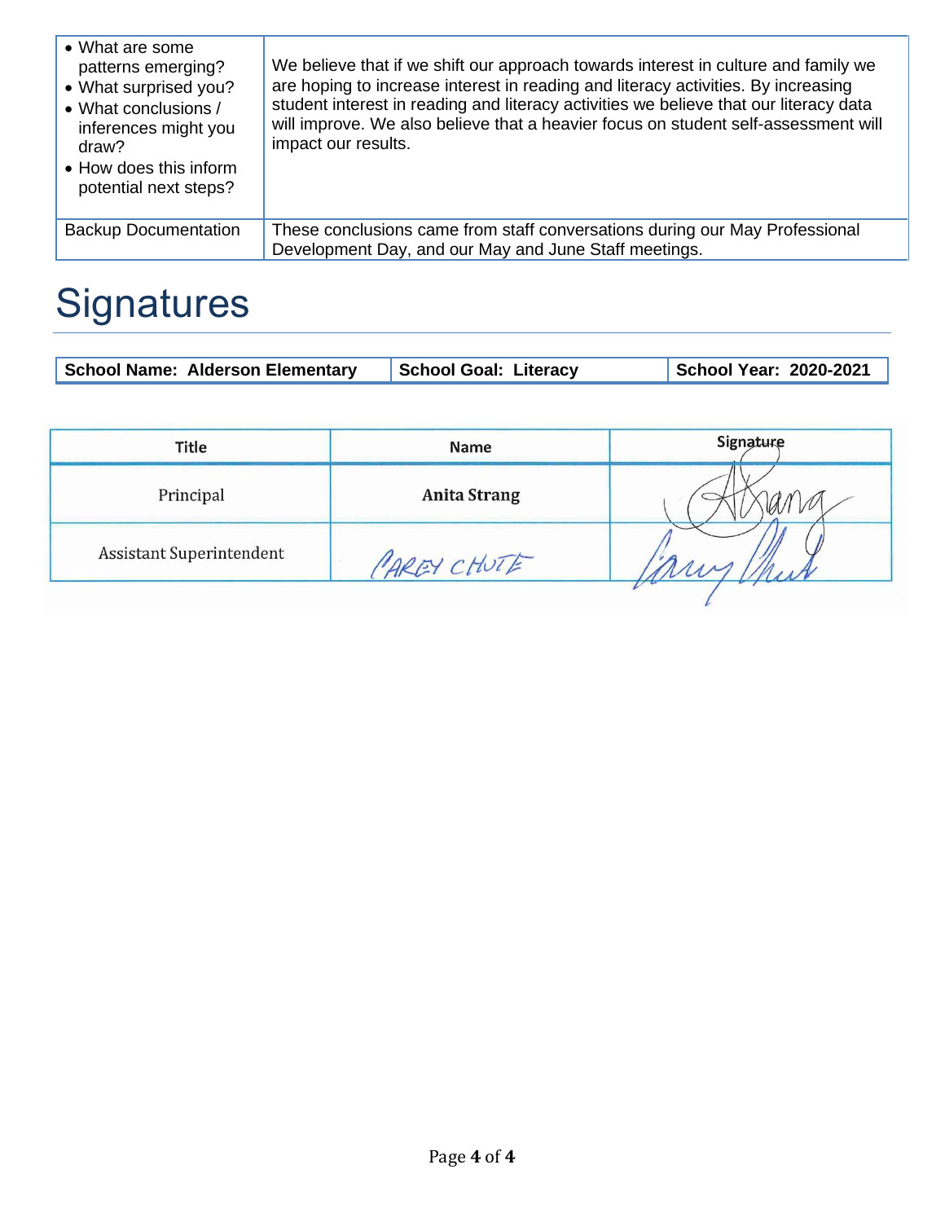| | |
|---|---|
| • What are some patterns emerging?<br>• What surprised you?<br>• What conclusions / inferences might you draw?<br>• How does this inform potential next steps? | We believe that if we shift our approach towards interest in culture and family we are hoping to increase interest in reading and literacy activities. By increasing student interest in reading and literacy activities we believe that our literacy data will improve. We also believe that a heavier focus on student self-assessment will impact our results. |
| Backup Documentation | These conclusions came from staff conversations during our May Professional Development Day, and our May and June Staff meetings. |

# Signatures

| | | |
|---|---|---|
| **School Name: Alderson Elementary** | **School Goal: Literacy** | **School Year: 2020-2021** |

| Title | Name | Signature |
|---|---|---|
| Principal | **Anita Strang** | A Strang |
| Assistant Superintendent | CAREY CHUTE | Carey Chute |